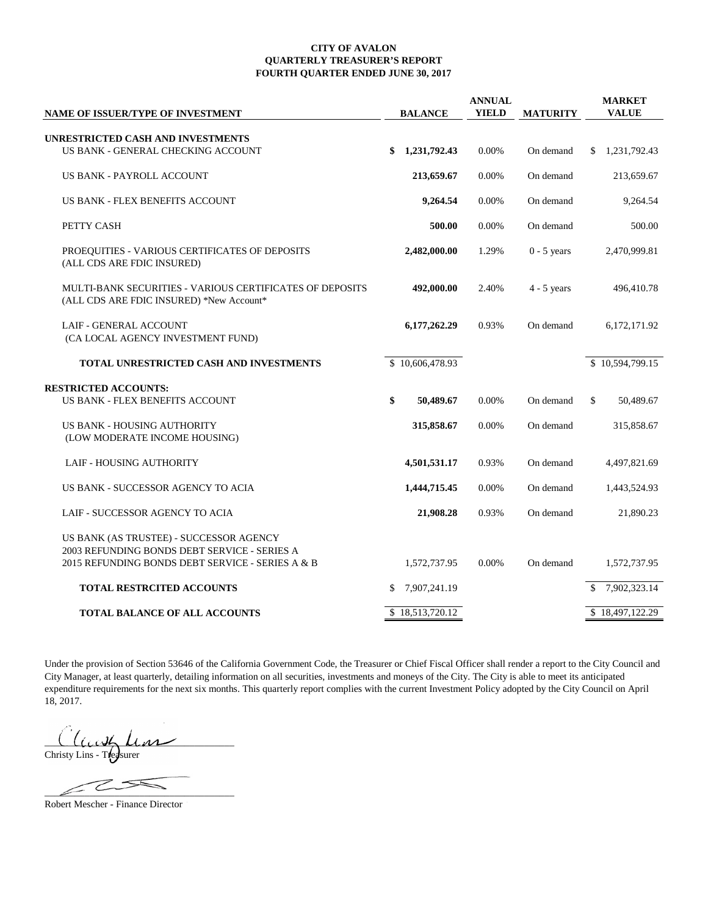**CITY OF AVALON**
**QUARTERLY TREASURER'S REPORT**
**FOURTH QUARTER ENDED JUNE 30, 2017**

| NAME OF ISSUER/TYPE OF INVESTMENT | BALANCE | ANNUAL YIELD | MATURITY | MARKET VALUE |
|---|---|---|---|---|
| **UNRESTRICTED CASH AND INVESTMENTS** | | | | |
| US BANK - GENERAL CHECKING ACCOUNT | **$ 1,231,792.43** | 0.00% | On demand | $ 1,231,792.43 |
| US BANK - PAYROLL ACCOUNT | **213,659.67** | 0.00% | On demand | 213,659.67 |
| US BANK - FLEX BENEFITS ACCOUNT | **9,264.54** | 0.00% | On demand | 9,264.54 |
| PETTY CASH | **500.00** | 0.00% | On demand | 500.00 |
| PROEQUITIES - VARIOUS CERTIFICATES OF DEPOSITS (ALL CDS ARE FDIC INSURED) | **2,482,000.00** | 1.29% | 0 - 5 years | 2,470,999.81 |
| MULTI-BANK SECURITIES - VARIOUS CERTIFICATES OF DEPOSITS (ALL CDS ARE FDIC INSURED) *New Account* | **492,000.00** | 2.40% | 4 - 5 years | 496,410.78 |
| LAIF - GENERAL ACCOUNT (CA LOCAL AGENCY INVESTMENT FUND) | **6,177,262.29** | 0.93% | On demand | 6,172,171.92 |
| **TOTAL UNRESTRICTED CASH AND INVESTMENTS** | $ 10,606,478.93 | | | $ 10,594,799.15 |
| **RESTRICTED ACCOUNTS:** | | | | |
| US BANK - FLEX BENEFITS ACCOUNT | **$ 50,489.67** | 0.00% | On demand | $ 50,489.67 |
| US BANK - HOUSING AUTHORITY (LOW MODERATE INCOME HOUSING) | **315,858.67** | 0.00% | On demand | 315,858.67 |
| LAIF - HOUSING AUTHORITY | **4,501,531.17** | 0.93% | On demand | 4,497,821.69 |
| US BANK - SUCCESSOR AGENCY TO ACIA | **1,444,715.45** | 0.00% | On demand | 1,443,524.93 |
| LAIF - SUCCESSOR AGENCY TO ACIA | **21,908.28** | 0.93% | On demand | 21,890.23 |
| US BANK (AS TRUSTEE) - SUCCESSOR AGENCY 2003 REFUNDING BONDS DEBT SERVICE - SERIES A 2015 REFUNDING BONDS DEBT SERVICE - SERIES A & B | 1,572,737.95 | 0.00% | On demand | 1,572,737.95 |
| **TOTAL RESTRCITED ACCOUNTS** | $ 7,907,241.19 | | | $ 7,902,323.14 |
| **TOTAL BALANCE OF ALL ACCOUNTS** | $ 18,513,720.12 | | | $ 18,497,122.29 |

Under the provision of Section 53646 of the California Government Code, the Treasurer or Chief Fiscal Officer shall render a report to the City Council and City Manager, at least quarterly, detailing information on all securities, investments and moneys of the City. The City is able to meet its anticipated expenditure requirements for the next six months. This quarterly report complies with the current Investment Policy adopted by the City Council on April 18, 2017.

Christy Lins - Treasurer

Robert Mescher - Finance Director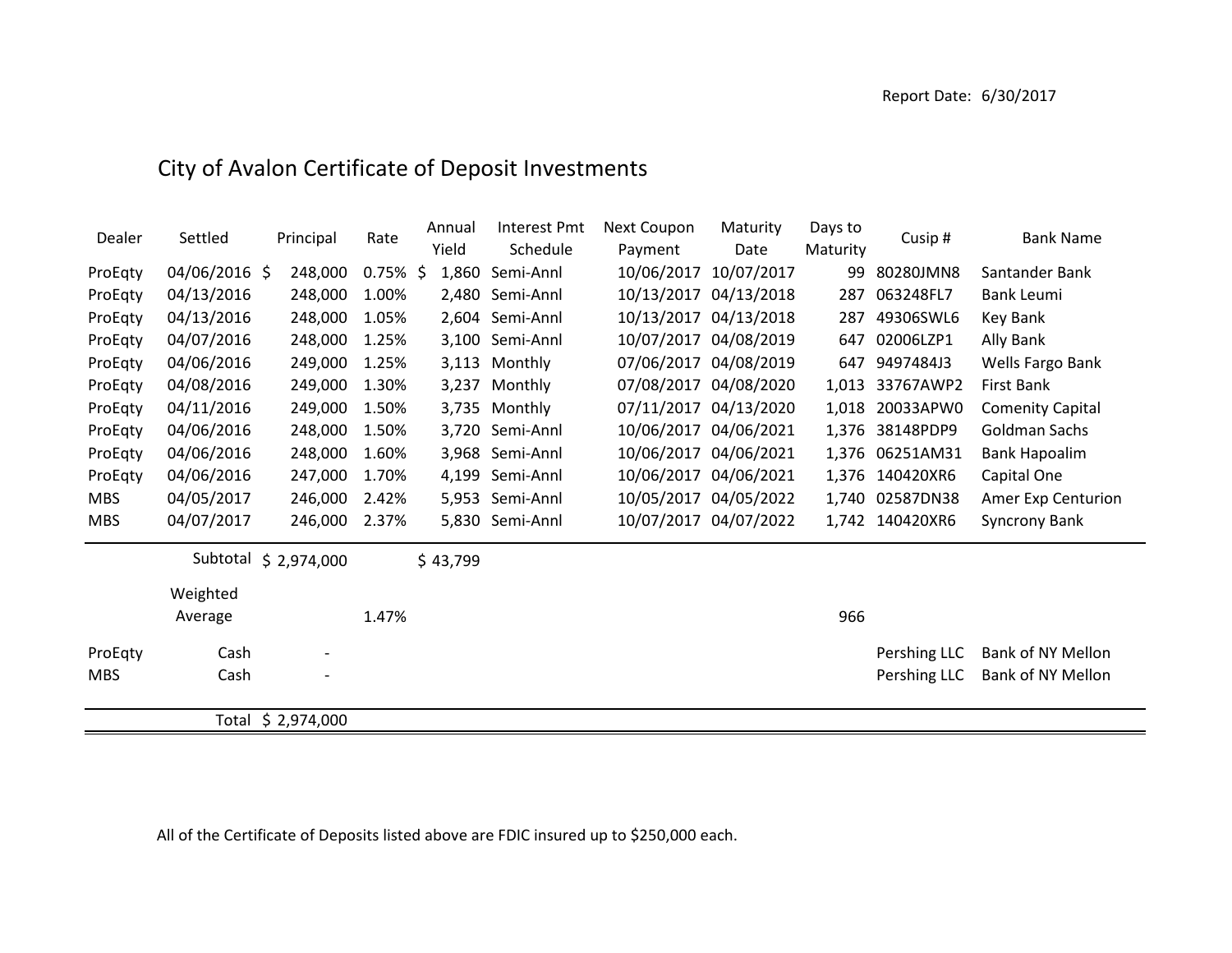Report Date: 6/30/2017

# City of Avalon Certificate of Deposit Investments

| Dealer | Settled | Principal | Rate | Annual Yield | Interest Pmt Schedule | Next Coupon Payment | Maturity Date | Days to Maturity | Cusip # | Bank Name |
|---|---|---|---|---|---|---|---|---|---|---|
| ProEqty | 04/06/2016 | $ 248,000 | 0.75% | $ 1,860 | Semi-Annl | 10/06/2017 | 10/07/2017 | 99 | 80280JMN8 | Santander Bank |
| ProEqty | 04/13/2016 | 248,000 | 1.00% | 2,480 | Semi-Annl | 10/13/2017 | 04/13/2018 | 287 | 063248FL7 | Bank Leumi |
| ProEqty | 04/13/2016 | 248,000 | 1.05% | 2,604 | Semi-Annl | 10/13/2017 | 04/13/2018 | 287 | 49306SWL6 | Key Bank |
| ProEqty | 04/07/2016 | 248,000 | 1.25% | 3,100 | Semi-Annl | 10/07/2017 | 04/08/2019 | 647 | 02006LZP1 | Ally Bank |
| ProEqty | 04/06/2016 | 249,000 | 1.25% | 3,113 | Monthly | 07/06/2017 | 04/08/2019 | 647 | 9497484J3 | Wells Fargo Bank |
| ProEqty | 04/08/2016 | 249,000 | 1.30% | 3,237 | Monthly | 07/08/2017 | 04/08/2020 | 1,013 | 33767AWP2 | First Bank |
| ProEqty | 04/11/2016 | 249,000 | 1.50% | 3,735 | Monthly | 07/11/2017 | 04/13/2020 | 1,018 | 20033APW0 | Comenity Capital |
| ProEqty | 04/06/2016 | 248,000 | 1.50% | 3,720 | Semi-Annl | 10/06/2017 | 04/06/2021 | 1,376 | 38148PDP9 | Goldman Sachs |
| ProEqty | 04/06/2016 | 248,000 | 1.60% | 3,968 | Semi-Annl | 10/06/2017 | 04/06/2021 | 1,376 | 06251AM31 | Bank Hapoalim |
| ProEqty | 04/06/2016 | 247,000 | 1.70% | 4,199 | Semi-Annl | 10/06/2017 | 04/06/2021 | 1,376 | 140420XR6 | Capital One |
| MBS | 04/05/2017 | 246,000 | 2.42% | 5,953 | Semi-Annl | 10/05/2017 | 04/05/2022 | 1,740 | 02587DN38 | Amer Exp Centurion |
| MBS | 04/07/2017 | 246,000 | 2.37% | 5,830 | Semi-Annl | 10/07/2017 | 04/07/2022 | 1,742 | 140420XR6 | Syncrony Bank |
| | Subtotal | $ 2,974,000 | | $ 43,799 | | | | | | |
| | Weighted Average | | 1.47% | | | | | 966 | | |
| ProEqty | Cash | - | | | | | | | Pershing LLC | Bank of NY Mellon |
| MBS | Cash | - | | | | | | | Pershing LLC | Bank of NY Mellon |
| | Total | $ 2,974,000 | | | | | | | | |

All of the Certificate of Deposits listed above are FDIC insured up to $250,000 each.